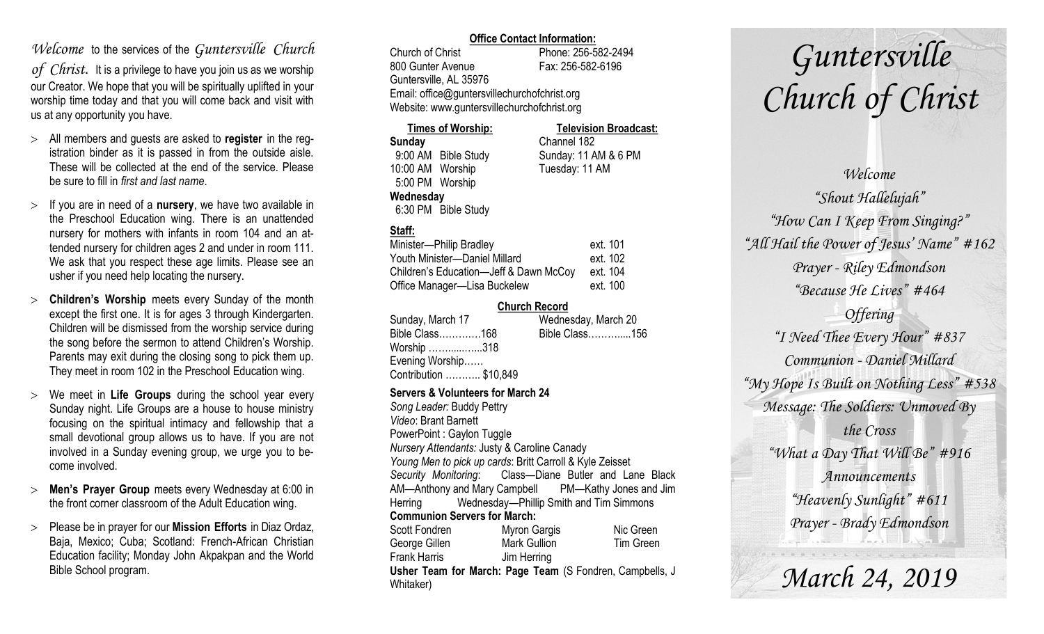*Welcome* to the services of the *Guntersville Church of Christ.* It is a privilege to have you join us as we worship our Creator. We hope that you will be spiritually uplifted in your worship time today and that you will come back and visit with us at any opportunity you have.

- All members and guests are asked to **register** in the registration binder as it is passed in from the outside aisle. These will be collected at the end of the service. Please be sure to fill in *first and last name*.
- If you are in need of a **nursery**, we have two available in the Preschool Education wing. There is an unattended nursery for mothers with infants in room 104 and an attended nursery for children ages 2 and under in room 111. We ask that you respect these age limits. Please see an usher if you need help locating the nursery.
- **Children's Worship** meets every Sunday of the month except the first one. It is for ages 3 through Kindergarten. Children will be dismissed from the worship service during the song before the sermon to attend Children's Worship. Parents may exit during the closing song to pick them up. They meet in room 102 in the Preschool Education wing.
- We meet in **Life Groups** during the school year every Sunday night. Life Groups are a house to house ministry focusing on the spiritual intimacy and fellowship that a small devotional group allows us to have. If you are not involved in a Sunday evening group, we urge you to become involved.
- **Men's Prayer Group** meets every Wednesday at 6:00 in the front corner classroom of the Adult Education wing.
- Please be in prayer for our **Mission Efforts** in Diaz Ordaz, Baja, Mexico; Cuba; Scotland: French-African Christian Education facility; Monday John Akpakpan and the World Bible School program.

**Office Contact Information:**

Church of Christ — Phone: 256-582-2494
800 Gunter Avenue — Fax: 256-582-6196
Guntersville, AL 35976
Email: office@guntersvillechurchofchrist.org
Website: www.guntersvillechurchofchrist.org

**Times of Worship:**

**Sunday**
9:00 AM Bible Study
10:00 AM Worship
5:00 PM Worship
**Wednesday**
6:30 PM Bible Study

**Television Broadcast:**

Channel 182
Sunday: 11 AM & 6 PM
Tuesday: 11 AM

**Staff:**

| | |
|---|---|
| Minister—Philip Bradley | ext. 101 |
| Youth Minister—Daniel Millard | ext. 102 |
| Children's Education—Jeff & Dawn McCoy | ext. 104 |
| Office Manager—Lisa Buckelew | ext. 100 |

**Church Record**

| Sunday, March 17 | Wednesday, March 20 |
|---|---|
| Bible Class…………168 | Bible Class………....156 |
| Worship ……......…..318 | |
| Evening Worship…… | |
| Contribution ……….. $10,849 | |

**Servers & Volunteers for March 24**

*Song Leader:* Buddy Pettry
*Video*: Brant Barnett
PowerPoint : Gaylon Tuggle
*Nursery Attendants:* Justy & Caroline Canady
*Young Men to pick up cards*: Britt Carroll & Kyle Zeisset
*Security Monitoring*: Class—Diane Butler and Lane Black AM—Anthony and Mary Campbell PM—Kathy Jones and Jim Herring Wednesday—Phillip Smith and Tim Simmons

**Communion Servers for March:**

| | | |
|---|---|---|
| Scott Fondren | Myron Gargis | Nic Green |
| George Gillen | Mark Gullion | Tim Green |
| Frank Harris | Jim Herring | |

**Usher Team for March: Page Team** (S Fondren, Campbells, J Whitaker)

# *Guntersville Church of Christ*

*Welcome*

*"Shout Hallelujah"*

*"How Can I Keep From Singing?"*

*"All Hail the Power of Jesus' Name" #162*

*Prayer - Riley Edmondson*

*"Because He Lives" #464*

*Offering*

*"I Need Thee Every Hour" #837*

*Communion - Daniel Millard*

*"My Hope Is Built on Nothing Less" #538*

*Message: The Soldiers: Unmoved By the Cross*

*"What a Day That Will Be" #916*

*Announcements*

*"Heavenly Sunlight" #611*

*Prayer - Brady Edmondson*

## *March 24, 2019*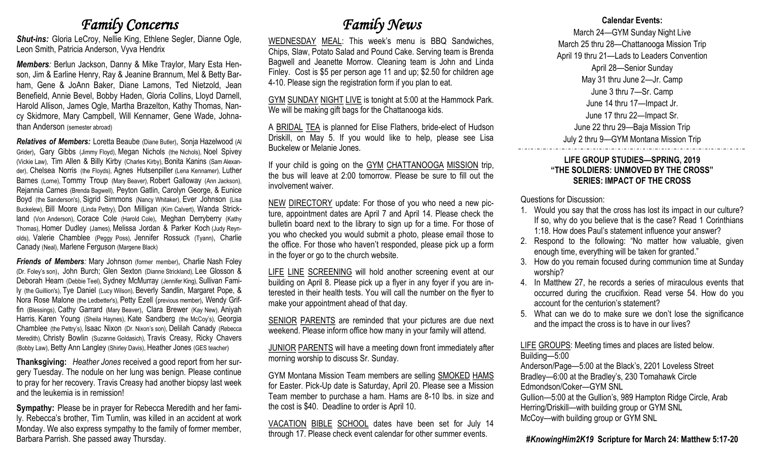# *Family Concerns*

***Shut-ins:*** Gloria LeCroy, Nellie King, Ethlene Segler, Dianne Ogle, Leon Smith, Patricia Anderson, Vyva Hendrix

***Members:*** Berlun Jackson, Danny & Mike Traylor, Mary Esta Henson, Jim & Earline Henry, Ray & Jeanine Brannum, Mel & Betty Barham, Gene & JoAnn Baker, Diane Lamons, Ted Nietzold, Jean Benefield, Annie Bevel, Bobby Haden, Gloria Collins, Lloyd Darnell, Harold Allison, James Ogle, Martha Brazelton, Kathy Thomas, Nancy Skidmore, Mary Campbell, Will Kennamer, Gene Wade, Johnathan Anderson (semester abroad)

***Relatives of Members:*** Loretta Beaube (Diane Butler), Sonja Hazelwood (Al Grider), Gary Gibbs (Jimmy Floyd), Megan Nichols (the Nichols), Noel Spivey (Vickie Law), Tim Allen & Billy Kirby (Charles Kirby), Bonita Kanins (Sam Alexander), Chelsea Norris (the Floyds), Agnes Hutsenpiller (Lena Kennamer), Luther Barnes (Lorne), Tommy Troup (Mary Beaver), Robert Galloway (Ann Jackson), Rejannia Carnes (Brenda Bagwell), Peyton Gatlin, Carolyn George, & Eunice Boyd (the Sanderson's), Sigrid Simmons (Nancy Whitaker), Ever Johnson (Lisa Buckelew), Bill Moore (Linda Pettry), Don Milligan (Kim Calvert), Wanda Strickland (Von Anderson), Corace Cole (Harold Cole), Meghan Derryberry (Kathy Thomas), Homer Dudley (James), Melissa Jordan & Parker Koch (Judy Reynolds), Valerie Chamblee (Peggy Poss), Jennifer Rossuck (Tyann), Charlie Canady (Neal), Marlene Ferguson (Margene Black)

***Friends of Members:*** Mary Johnson (former member), Charlie Nash Foley (Dr. Foley's son), John Burch; Glen Sexton (Dianne Strickland), Lee Glosson & Deborah Hearn (Debbie Teel), Sydney McMurray (Jennifer King), Sullivan Family (the Guillion's), Tye Daniel (Lucy Wilson), Beverly Sandlin, Margaret Pope, & Nora Rose Malone (the Ledbetter's), Petty Ezell (previous member), Wendy Griffin (Blessings), Cathy Garrard (Mary Beaver), Clara Brewer (Kay New), Aniyah Harris, Karen Young (Sheila Haynes), Kate Sandberg (the McCoy's), Georgia Chamblee (the Pettry's), Isaac Nixon (Dr. Nixon's son), Delilah Canady (Rebecca Meredith), Christy Bowlin (Suzanne Goldasich), Travis Creasy, Ricky Chavers (Bobby Law), Betty Ann Langley (Shirley Davis), Heather Jones (GES teacher)

**Thanksgiving:** *Heather Jones* received a good report from her surgery Tuesday. The nodule on her lung was benign. Please continue to pray for her recovery. Travis Creasy had another biopsy last week and the leukemia is in remission!

**Sympathy:** Please be in prayer for Rebecca Meredith and her family. Rebecca's brother, Tim Tumlin, was killed in an accident at work Monday. We also express sympathy to the family of former member, Barbara Parrish. She passed away Thursday.

# *Family News*

WEDNESDAY MEAL: This week's menu is BBQ Sandwiches, Chips, Slaw, Potato Salad and Pound Cake. Serving team is Brenda Bagwell and Jeanette Morrow. Cleaning team is John and Linda Finley. Cost is $5 per person age 11 and up; $2.50 for children age 4-10. Please sign the registration form if you plan to eat.

GYM SUNDAY NIGHT LIVE is tonight at 5:00 at the Hammock Park. We will be making gift bags for the Chattanooga kids.

A BRIDAL TEA is planned for Elise Flathers, bride-elect of Hudson Driskill, on May 5. If you would like to help, please see Lisa Buckelew or Melanie Jones.

If your child is going on the GYM CHATTANOOGA MISSION trip, the bus will leave at 2:00 tomorrow. Please be sure to fill out the involvement waiver.

NEW DIRECTORY update: For those of you who need a new picture, appointment dates are April 7 and April 14. Please check the bulletin board next to the library to sign up for a time. For those of you who checked you would submit a photo, please email those to the office. For those who haven't responded, please pick up a form in the foyer or go to the church website.

LIFE LINE SCREENING will hold another screening event at our building on April 8. Please pick up a flyer in any foyer if you are interested in their health tests. You will call the number on the flyer to make your appointment ahead of that day.

SENIOR PARENTS are reminded that your pictures are due next weekend. Please inform office how many in your family will attend.

JUNIOR PARENTS will have a meeting down front immediately after morning worship to discuss Sr. Sunday.

GYM Montana Mission Team members are selling SMOKED HAMS for Easter. Pick-Up date is Saturday, April 20. Please see a Mission Team member to purchase a ham. Hams are 8-10 lbs. in size and the cost is $40. Deadline to order is April 10.

VACATION BIBLE SCHOOL dates have been set for July 14 through 17. Please check event calendar for other summer events.

**Calendar Events:**

March 24—GYM Sunday Night Live
March 25 thru 28—Chattanooga Mission Trip
April 19 thru 21—Lads to Leaders Convention
April 28—Senior Sunday
May 31 thru June 2—Jr. Camp
June 3 thru 7—Sr. Camp
June 14 thru 17—Impact Jr.
June 17 thru 22—Impact Sr.
June 22 thru 29—Baja Mission Trip
July 2 thru 9—GYM Montana Mission Trip

**LIFE GROUP STUDIES—SPRING, 2019**
**"THE SOLDIERS: UNMOVED BY THE CROSS"**
**SERIES: IMPACT OF THE CROSS**

Questions for Discussion:

1. Would you say that the cross has lost its impact in our culture? If so, why do you believe that is the case? Read 1 Corinthians 1:18. How does Paul's statement influence your answer?
2. Respond to the following: "No matter how valuable, given enough time, everything will be taken for granted."
3. How do you remain focused during communion time at Sunday worship?
4. In Matthew 27, he records a series of miraculous events that occurred during the crucifixion. Read verse 54. How do you account for the centurion's statement?
5. What can we do to make sure we don't lose the significance and the impact the cross is to have in our lives?

LIFE GROUPS: Meeting times and places are listed below.
Building—5:00
Anderson/Page—5:00 at the Black's, 2201 Loveless Street
Bradley—6:00 at the Bradley's, 230 Tomahawk Circle
Edmondson/Coker—GYM SNL
Gullion—5:00 at the Gullion's, 989 Hampton Ridge Circle, Arab
Herring/Driskill—with building group or GYM SNL
McCoy—with building group or GYM SNL

***#KnowingHim2K19* Scripture for March 24: Matthew 5:17-20**